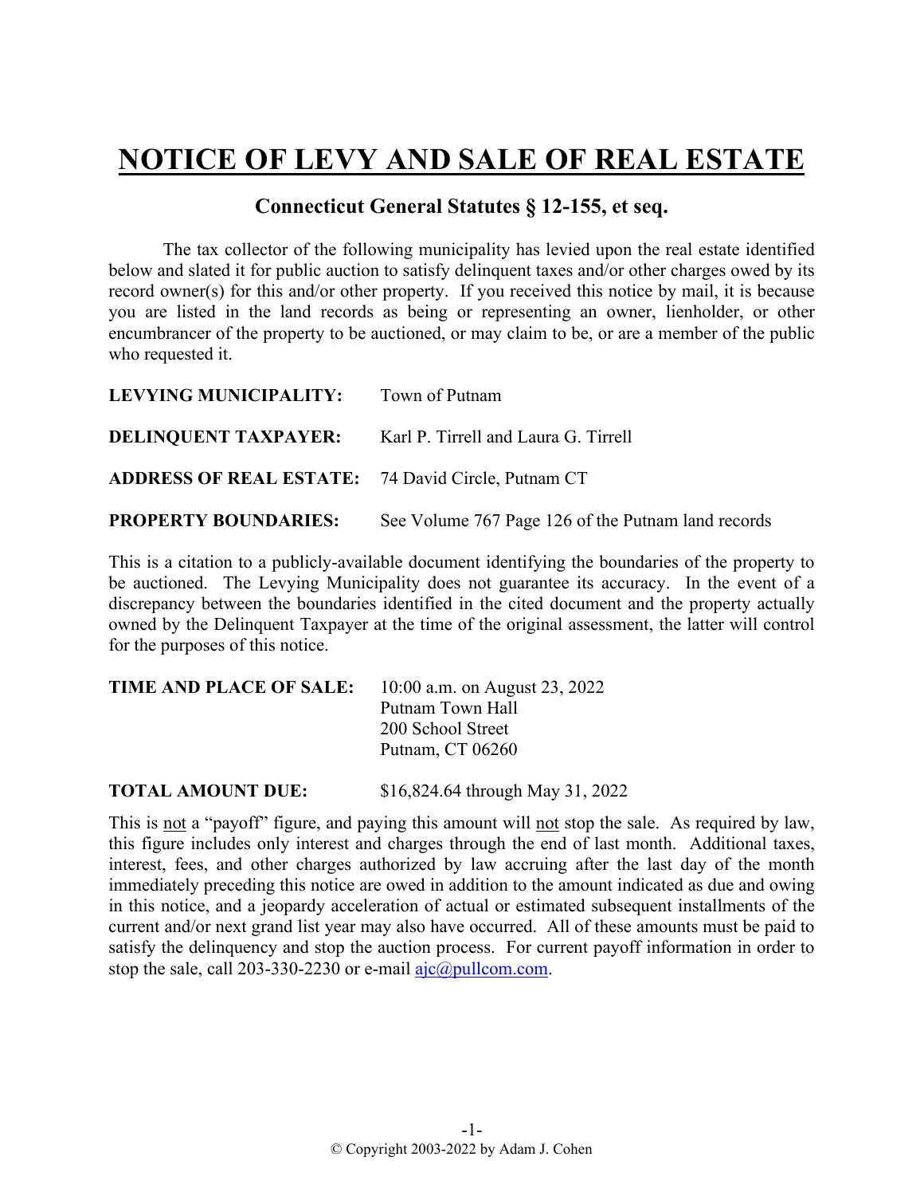# NOTICE OF LEVY AND SALE OF REAL ESTATE

## Connecticut General Statutes § 12-155, et seq.

The tax collector of the following municipality has levied upon the real estate identified below and slated it for public auction to satisfy delinquent taxes and/or other charges owed by its record owner(s) for this and/or other property. If you received this notice by mail, it is because you are listed in the land records as being or representing an owner, lienholder, or other encumbrancer of the property to be auctioned, or may claim to be, or are a member of the public who requested it.

**LEVYING MUNICIPALITY:** Town of Putnam

**DELINQUENT TAXPAYER:** Karl P. Tirrell and Laura G. Tirrell

**ADDRESS OF REAL ESTATE:** 74 David Circle, Putnam CT

**PROPERTY BOUNDARIES:** See Volume 767 Page 126 of the Putnam land records

This is a citation to a publicly-available document identifying the boundaries of the property to be auctioned. The Levying Municipality does not guarantee its accuracy. In the event of a discrepancy between the boundaries identified in the cited document and the property actually owned by the Delinquent Taxpayer at the time of the original assessment, the latter will control for the purposes of this notice.

**TIME AND PLACE OF SALE:** 10:00 a.m. on August 23, 2022
Putnam Town Hall
200 School Street
Putnam, CT 06260

**TOTAL AMOUNT DUE:** $16,824.64 through May 31, 2022

This is not a "payoff" figure, and paying this amount will not stop the sale. As required by law, this figure includes only interest and charges through the end of last month. Additional taxes, interest, fees, and other charges authorized by law accruing after the last day of the month immediately preceding this notice are owed in addition to the amount indicated as due and owing in this notice, and a jeopardy acceleration of actual or estimated subsequent installments of the current and/or next grand list year may also have occurred. All of these amounts must be paid to satisfy the delinquency and stop the auction process. For current payoff information in order to stop the sale, call 203-330-2230 or e-mail ajc@pullcom.com.

© Copyright 2003-2022 by Adam J. Cohen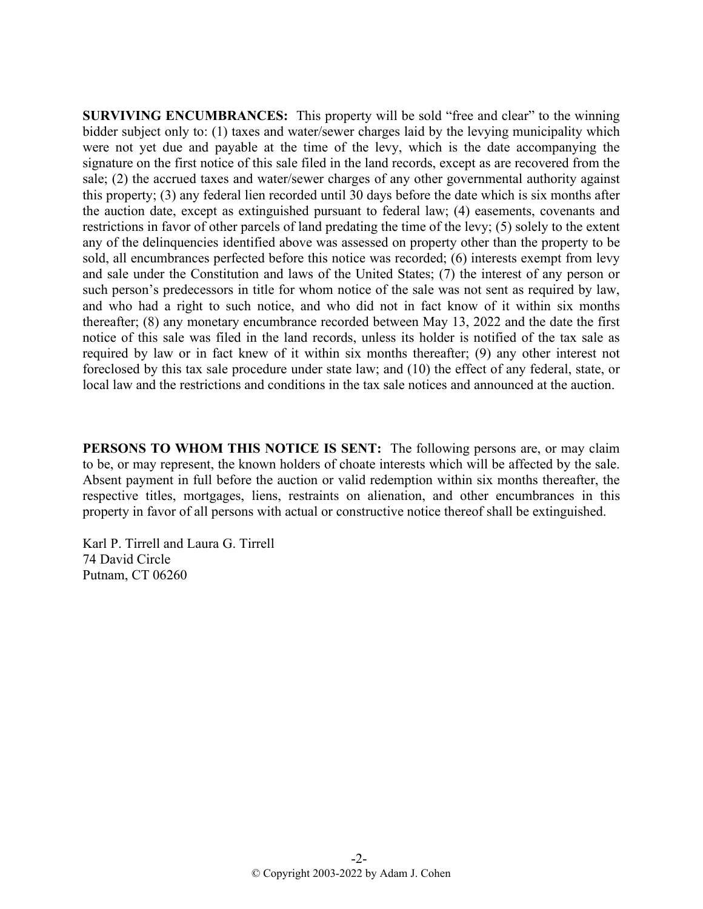**SURVIVING ENCUMBRANCES:** This property will be sold "free and clear" to the winning bidder subject only to: (1) taxes and water/sewer charges laid by the levying municipality which were not yet due and payable at the time of the levy, which is the date accompanying the signature on the first notice of this sale filed in the land records, except as are recovered from the sale; (2) the accrued taxes and water/sewer charges of any other governmental authority against this property; (3) any federal lien recorded until 30 days before the date which is six months after the auction date, except as extinguished pursuant to federal law; (4) easements, covenants and restrictions in favor of other parcels of land predating the time of the levy; (5) solely to the extent any of the delinquencies identified above was assessed on property other than the property to be sold, all encumbrances perfected before this notice was recorded; (6) interests exempt from levy and sale under the Constitution and laws of the United States; (7) the interest of any person or such person's predecessors in title for whom notice of the sale was not sent as required by law, and who had a right to such notice, and who did not in fact know of it within six months thereafter; (8) any monetary encumbrance recorded between May 13, 2022 and the date the first notice of this sale was filed in the land records, unless its holder is notified of the tax sale as required by law or in fact knew of it within six months thereafter; (9) any other interest not foreclosed by this tax sale procedure under state law; and (10) the effect of any federal, state, or local law and the restrictions and conditions in the tax sale notices and announced at the auction.

**PERSONS TO WHOM THIS NOTICE IS SENT:** The following persons are, or may claim to be, or may represent, the known holders of choate interests which will be affected by the sale. Absent payment in full before the auction or valid redemption within six months thereafter, the respective titles, mortgages, liens, restraints on alienation, and other encumbrances in this property in favor of all persons with actual or constructive notice thereof shall be extinguished.

Karl P. Tirrell and Laura G. Tirrell
74 David Circle
Putnam, CT 06260

© Copyright 2003-2022 by Adam J. Cohen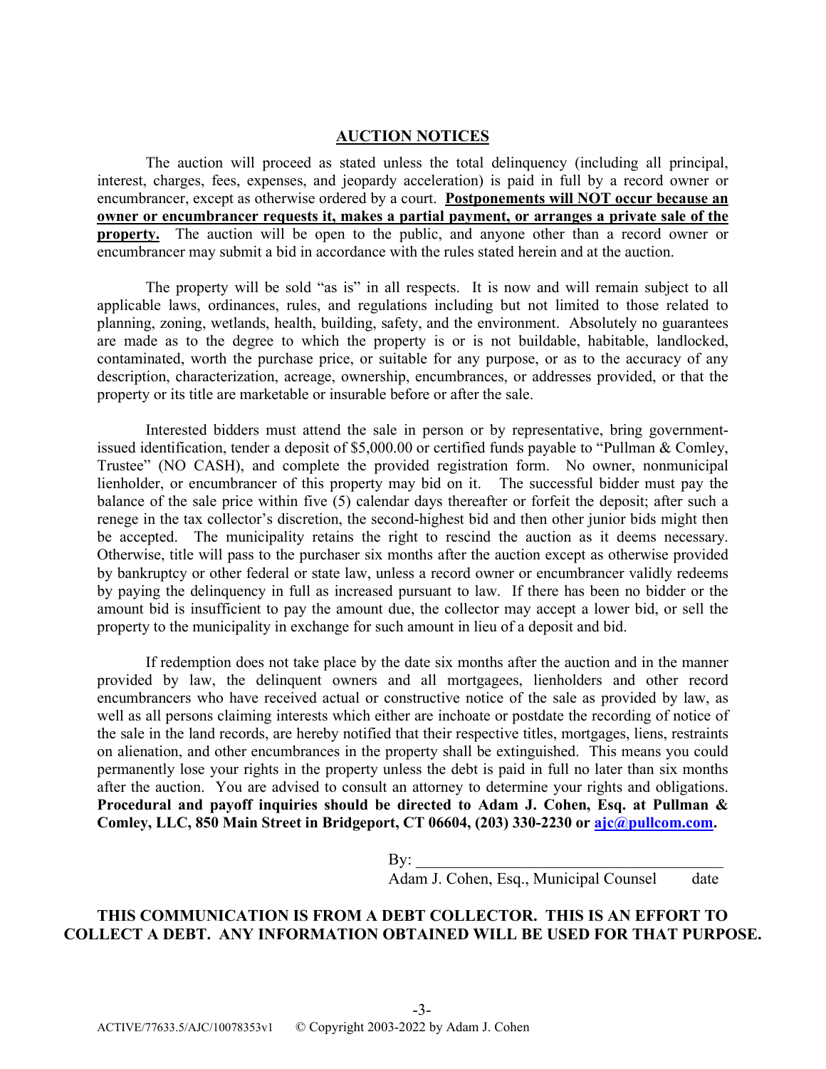## AUCTION NOTICES

The auction will proceed as stated unless the total delinquency (including all principal, interest, charges, fees, expenses, and jeopardy acceleration) is paid in full by a record owner or encumbrancer, except as otherwise ordered by a court. **Postponements will NOT occur because an owner or encumbrancer requests it, makes a partial payment, or arranges a private sale of the property.** The auction will be open to the public, and anyone other than a record owner or encumbrancer may submit a bid in accordance with the rules stated herein and at the auction.

The property will be sold "as is" in all respects. It is now and will remain subject to all applicable laws, ordinances, rules, and regulations including but not limited to those related to planning, zoning, wetlands, health, building, safety, and the environment. Absolutely no guarantees are made as to the degree to which the property is or is not buildable, habitable, landlocked, contaminated, worth the purchase price, or suitable for any purpose, or as to the accuracy of any description, characterization, acreage, ownership, encumbrances, or addresses provided, or that the property or its title are marketable or insurable before or after the sale.

Interested bidders must attend the sale in person or by representative, bring government-issued identification, tender a deposit of $5,000.00 or certified funds payable to "Pullman & Comley, Trustee" (NO CASH), and complete the provided registration form. No owner, nonmunicipal lienholder, or encumbrancer of this property may bid on it. The successful bidder must pay the balance of the sale price within five (5) calendar days thereafter or forfeit the deposit; after such a renege in the tax collector's discretion, the second-highest bid and then other junior bids might then be accepted. The municipality retains the right to rescind the auction as it deems necessary. Otherwise, title will pass to the purchaser six months after the auction except as otherwise provided by bankruptcy or other federal or state law, unless a record owner or encumbrancer validly redeems by paying the delinquency in full as increased pursuant to law. If there has been no bidder or the amount bid is insufficient to pay the amount due, the collector may accept a lower bid, or sell the property to the municipality in exchange for such amount in lieu of a deposit and bid.

If redemption does not take place by the date six months after the auction and in the manner provided by law, the delinquent owners and all mortgagees, lienholders and other record encumbrancers who have received actual or constructive notice of the sale as provided by law, as well as all persons claiming interests which either are inchoate or postdate the recording of notice of the sale in the land records, are hereby notified that their respective titles, mortgages, liens, restraints on alienation, and other encumbrances in the property shall be extinguished. This means you could permanently lose your rights in the property unless the debt is paid in full no later than six months after the auction. You are advised to consult an attorney to determine your rights and obligations. **Procedural and payoff inquiries should be directed to Adam J. Cohen, Esq. at Pullman & Comley, LLC, 850 Main Street in Bridgeport, CT 06604, (203) 330-2230 or ajc@pullcom.com.**

By: ____________________________________

Adam J. Cohen, Esq., Municipal Counsel date

**THIS COMMUNICATION IS FROM A DEBT COLLECTOR. THIS IS AN EFFORT TO COLLECT A DEBT. ANY INFORMATION OBTAINED WILL BE USED FOR THAT PURPOSE.**

ACTIVE/77633.5/AJC/10078353v1 © Copyright 2003-2022 by Adam J. Cohen